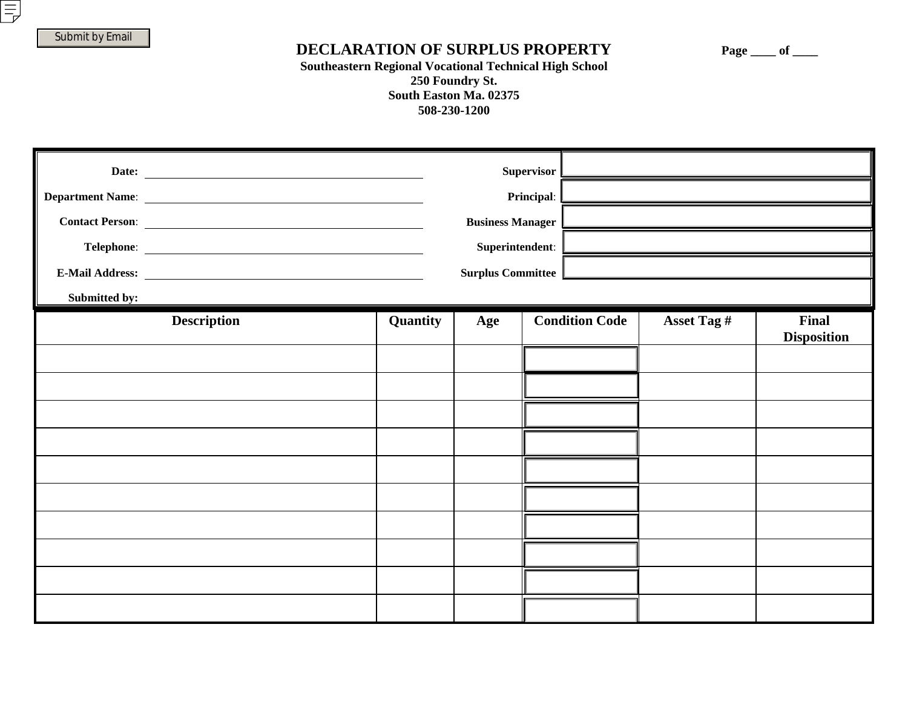Submit by Email

# DECLARATION OF SURPLUS PROPERTY

**Page ____ of ____**

**Southeastern Regional Vocational Technical High School**
**250 Foundry St.**
**South Easton Ma. 02375**
**508-230-1200**

| | | | |
|---|---|---|---|
| **Date:** | ______________________ | **Supervisor** | |
| **Department Name**: | ______________________ | **Principal**: | |
| **Contact Person**: | ______________________ | **Business Manager** | |
| **Telephone**: | ______________________ | **Superintendent**: | |
| **E-Mail Address:** | ______________________ | **Surplus Committee** | |
| **Submitted by:** | | | |

| Description | Quantity | Age | Condition Code | Asset Tag # | Final Disposition |
|---|---|---|---|---|---|
| | | | | | |
| | | | | | |
| | | | | | |
| | | | | | |
| | | | | | |
| | | | | | |
| | | | | | |
| | | | | | |
| | | | | | |
| | | | | | |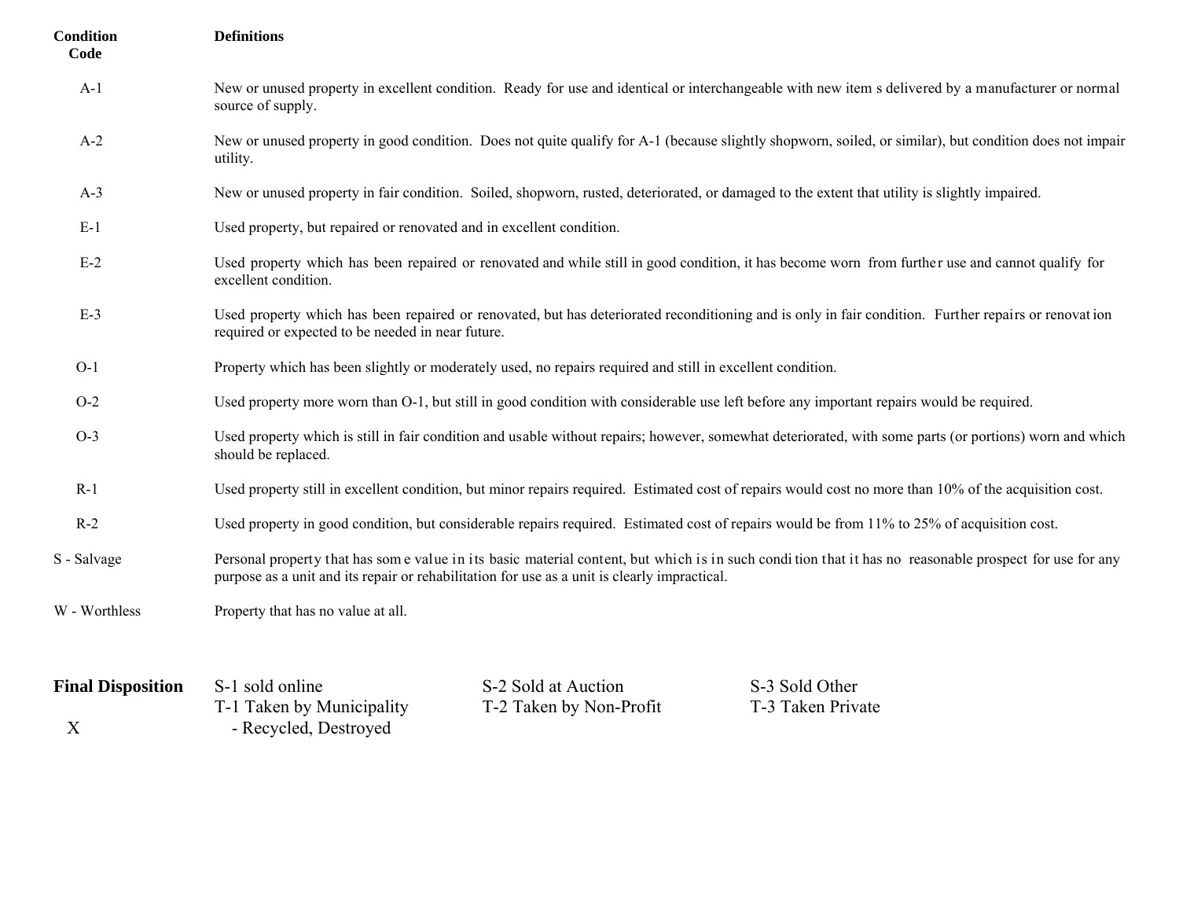| Condition Code | Definitions |
|---|---|
| A-1 | New or unused property in excellent condition. Ready for use and identical or interchangeable with new item s delivered by a manufacturer or normal source of supply. |
| A-2 | New or unused property in good condition. Does not quite qualify for A-1 (because slightly shopworn, soiled, or similar), but condition does not impair utility. |
| A-3 | New or unused property in fair condition. Soiled, shopworn, rusted, deteriorated, or damaged to the extent that utility is slightly impaired. |
| E-1 | Used property, but repaired or renovated and in excellent condition. |
| E-2 | Used property which has been repaired or renovated and while still in good condition, it has become worn from further use and cannot qualify for excellent condition. |
| E-3 | Used property which has been repaired or renovated, but has deteriorated reconditioning and is only in fair condition. Further repairs or renovat ion required or expected to be needed in near future. |
| O-1 | Property which has been slightly or moderately used, no repairs required and still in excellent condition. |
| O-2 | Used property more worn than O-1, but still in good condition with considerable use left before any important repairs would be required. |
| O-3 | Used property which is still in fair condition and usable without repairs; however, somewhat deteriorated, with some parts (or portions) worn and which should be replaced. |
| R-1 | Used property still in excellent condition, but minor repairs required. Estimated cost of repairs would cost no more than 10% of the acquisition cost. |
| R-2 | Used property in good condition, but considerable repairs required. Estimated cost of repairs would be from 11% to 25% of acquisition cost. |
| S - Salvage | Personal property that has som e value in its basic material content, but which is in such condi tion that it has no reasonable prospect for use for any purpose as a unit and its repair or rehabilitation for use as a unit is clearly impractical. |
| W - Worthless | Property that has no value at all. |

| **Final Disposition** | | | |
|---|---|---|---|
| | S-1 sold online | S-2 Sold at Auction | S-3 Sold Other |
| | T-1 Taken by Municipality | T-2 Taken by Non-Profit | T-3 Taken Private |
| X | - Recycled, Destroyed | | |